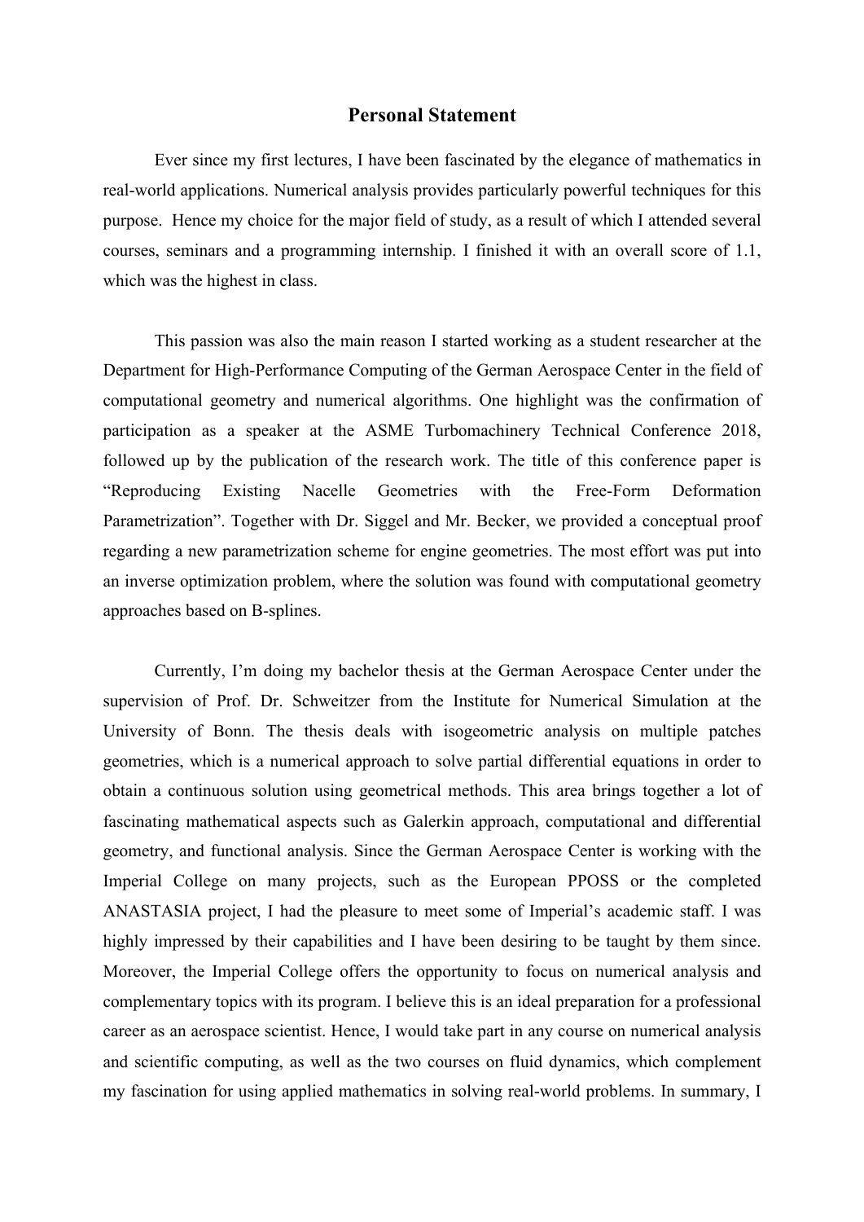# Personal Statement

Ever since my first lectures, I have been fascinated by the elegance of mathematics in real-world applications. Numerical analysis provides particularly powerful techniques for this purpose. Hence my choice for the major field of study, as a result of which I attended several courses, seminars and a programming internship. I finished it with an overall score of 1.1, which was the highest in class.

This passion was also the main reason I started working as a student researcher at the Department for High-Performance Computing of the German Aerospace Center in the field of computational geometry and numerical algorithms. One highlight was the confirmation of participation as a speaker at the ASME Turbomachinery Technical Conference 2018, followed up by the publication of the research work. The title of this conference paper is "Reproducing Existing Nacelle Geometries with the Free-Form Deformation Parametrization". Together with Dr. Siggel and Mr. Becker, we provided a conceptual proof regarding a new parametrization scheme for engine geometries. The most effort was put into an inverse optimization problem, where the solution was found with computational geometry approaches based on B-splines.

Currently, I'm doing my bachelor thesis at the German Aerospace Center under the supervision of Prof. Dr. Schweitzer from the Institute for Numerical Simulation at the University of Bonn. The thesis deals with isogeometric analysis on multiple patches geometries, which is a numerical approach to solve partial differential equations in order to obtain a continuous solution using geometrical methods. This area brings together a lot of fascinating mathematical aspects such as Galerkin approach, computational and differential geometry, and functional analysis. Since the German Aerospace Center is working with the Imperial College on many projects, such as the European PPOSS or the completed ANASTASIA project, I had the pleasure to meet some of Imperial's academic staff. I was highly impressed by their capabilities and I have been desiring to be taught by them since. Moreover, the Imperial College offers the opportunity to focus on numerical analysis and complementary topics with its program. I believe this is an ideal preparation for a professional career as an aerospace scientist. Hence, I would take part in any course on numerical analysis and scientific computing, as well as the two courses on fluid dynamics, which complement my fascination for using applied mathematics in solving real-world problems. In summary, I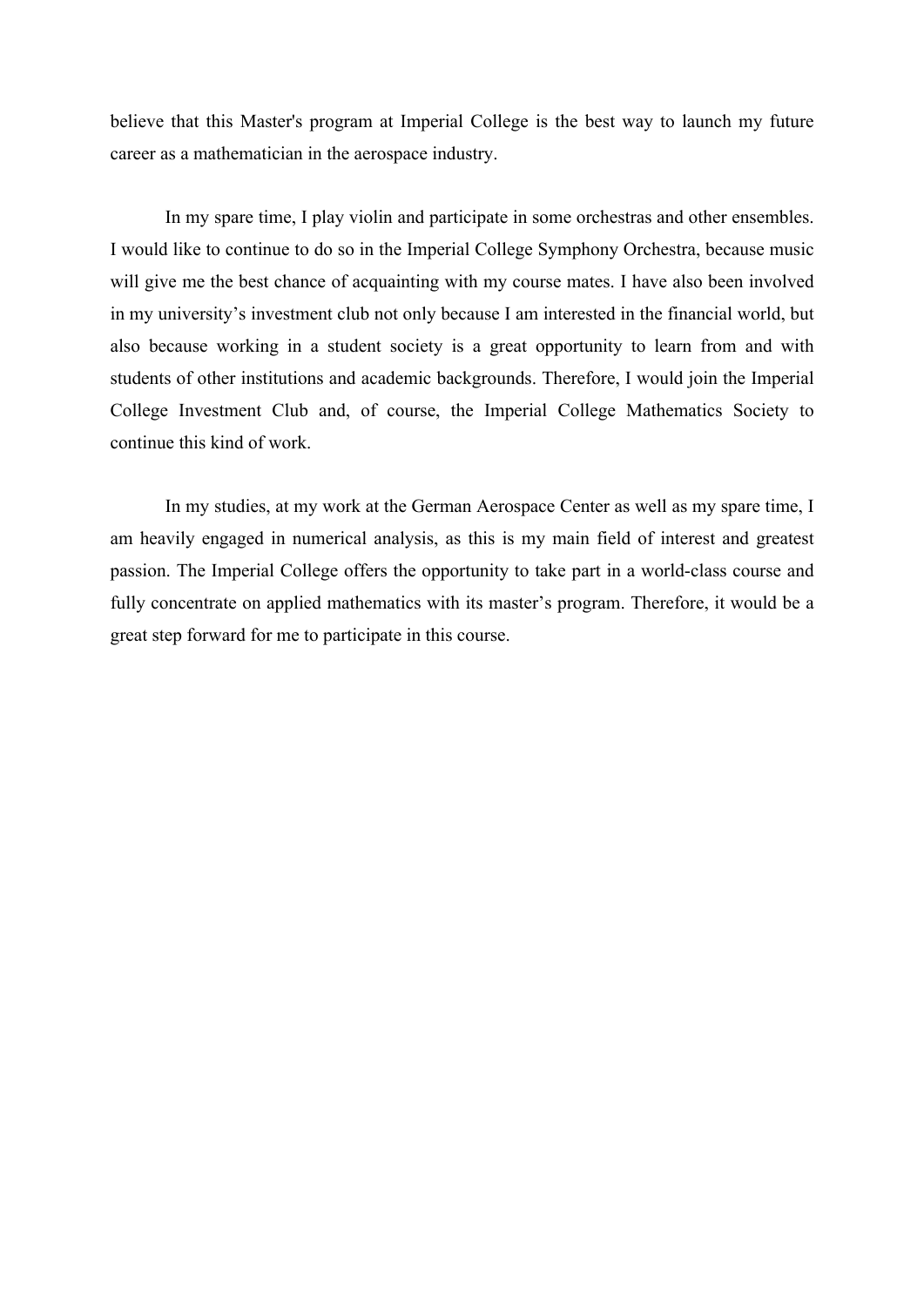believe that this Master's program at Imperial College is the best way to launch my future career as a mathematician in the aerospace industry.

In my spare time, I play violin and participate in some orchestras and other ensembles. I would like to continue to do so in the Imperial College Symphony Orchestra, because music will give me the best chance of acquainting with my course mates. I have also been involved in my university's investment club not only because I am interested in the financial world, but also because working in a student society is a great opportunity to learn from and with students of other institutions and academic backgrounds. Therefore, I would join the Imperial College Investment Club and, of course, the Imperial College Mathematics Society to continue this kind of work.

In my studies, at my work at the German Aerospace Center as well as my spare time, I am heavily engaged in numerical analysis, as this is my main field of interest and greatest passion. The Imperial College offers the opportunity to take part in a world-class course and fully concentrate on applied mathematics with its master's program. Therefore, it would be a great step forward for me to participate in this course.